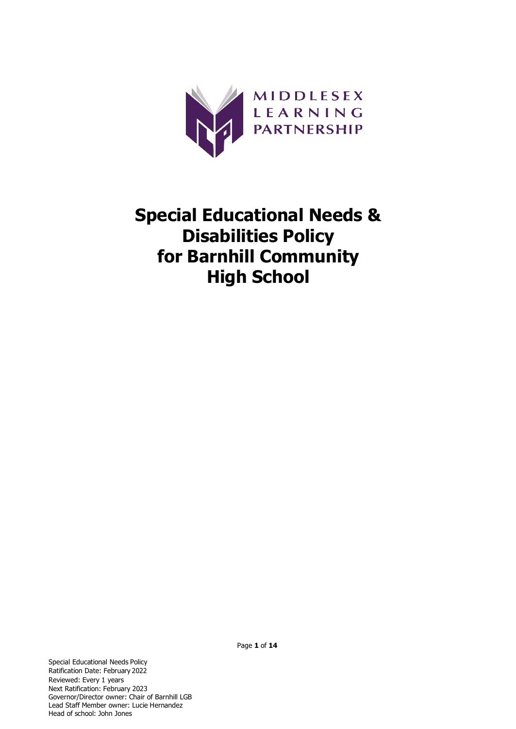MIDDLESEX LEARNING PARTNERSHIP

# Special Educational Needs & Disabilities Policy for Barnhill Community High School

Special Educational Needs Policy
Ratification Date: February 2022
Reviewed: Every 1 years
Next Ratification: February 2023
Governor/Director owner: Chair of Barnhill LGB
Lead Staff Member owner: Lucie Hernandez
Head of school: John Jones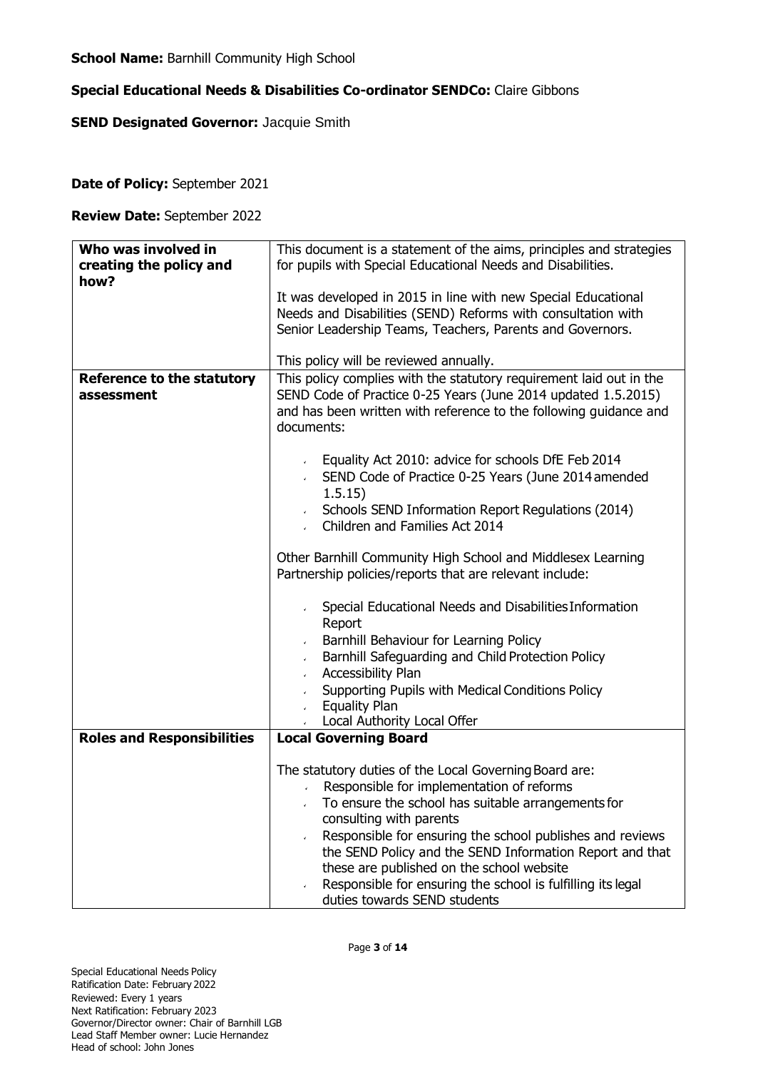**School Name:** Barnhill Community High School

**Special Educational Needs & Disabilities Co-ordinator SENDCo:** Claire Gibbons

**SEND Designated Governor:** Jacquie Smith

**Date of Policy:** September 2021

**Review Date:** September 2022

| **Who was involved in creating the policy and how?** | This document is a statement of the aims, principles and strategies for pupils with Special Educational Needs and Disabilities.<br><br>It was developed in 2015 in line with new Special Educational Needs and Disabilities (SEND) Reforms with consultation with Senior Leadership Teams, Teachers, Parents and Governors.<br><br>This policy will be reviewed annually. |
|---|---|
| **Reference to the statutory assessment** | This policy complies with the statutory requirement laid out in the SEND Code of Practice 0-25 Years (June 2014 updated 1.5.2015) and has been written with reference to the following guidance and documents:<br><br>- Equality Act 2010: advice for schools DfE Feb 2014<br>- SEND Code of Practice 0-25 Years (June 2014 amended 1.5.15)<br>- Schools SEND Information Report Regulations (2014)<br>- Children and Families Act 2014<br><br>Other Barnhill Community High School and Middlesex Learning Partnership policies/reports that are relevant include:<br><br>- Special Educational Needs and Disabilities Information Report<br>- Barnhill Behaviour for Learning Policy<br>- Barnhill Safeguarding and Child Protection Policy<br>- Accessibility Plan<br>- Supporting Pupils with Medical Conditions Policy<br>- Equality Plan<br>- Local Authority Local Offer |
| **Roles and Responsibilities** | **Local Governing Board**<br><br>The statutory duties of the Local Governing Board are:<br>- Responsible for implementation of reforms<br>- To ensure the school has suitable arrangements for consulting with parents<br>- Responsible for ensuring the school publishes and reviews the SEND Policy and the SEND Information Report and that these are published on the school website<br>- Responsible for ensuring the school is fulfilling its legal duties towards SEND students |

Special Educational Needs Policy
Ratification Date: February 2022
Reviewed: Every 1 years
Next Ratification: February 2023
Governor/Director owner: Chair of Barnhill LGB
Lead Staff Member owner: Lucie Hernandez
Head of school: John Jones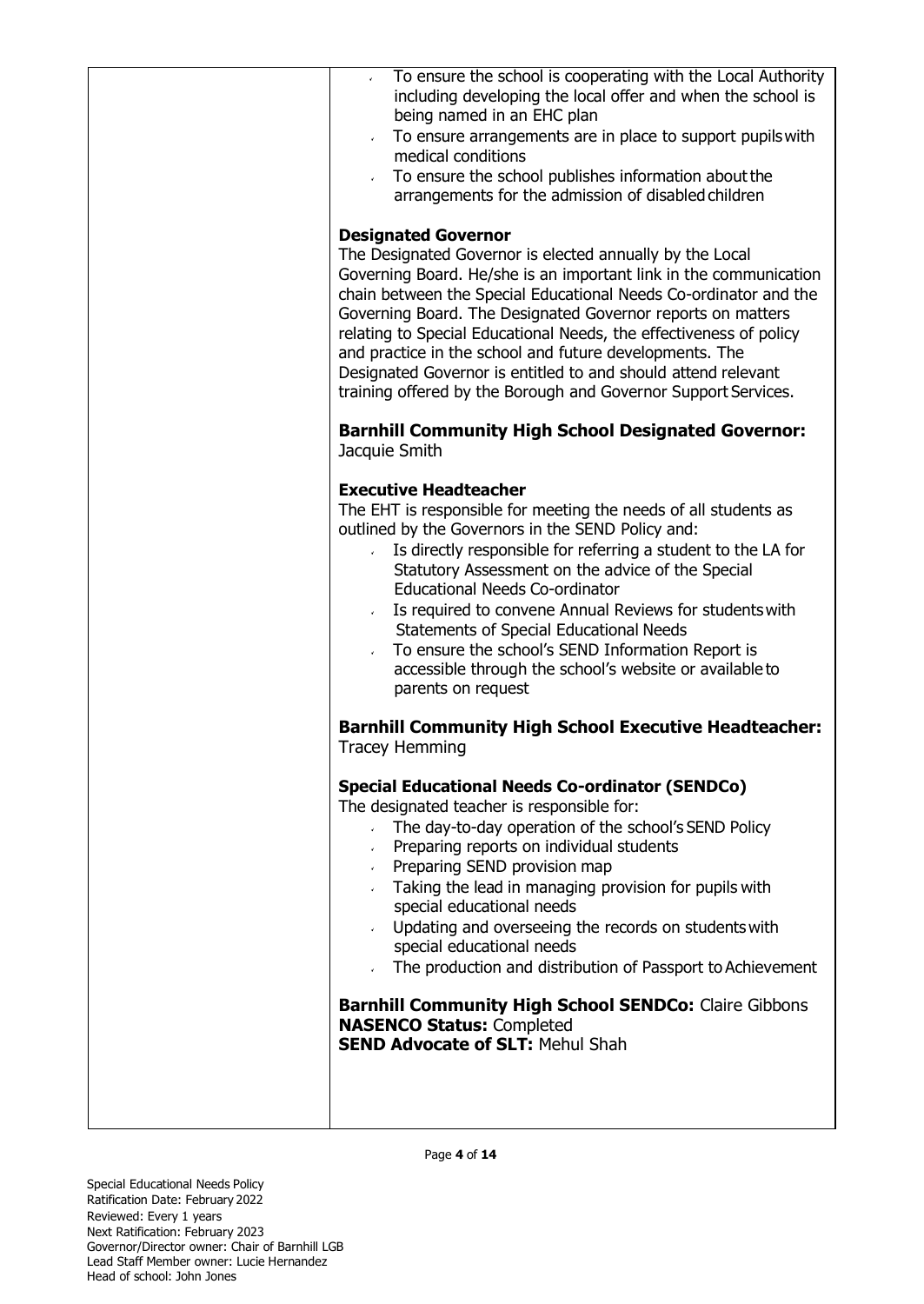- To ensure the school is cooperating with the Local Authority including developing the local offer and when the school is being named in an EHC plan
- To ensure arrangements are in place to support pupils with medical conditions
- To ensure the school publishes information about the arrangements for the admission of disabled children

**Designated Governor**

The Designated Governor is elected annually by the Local Governing Board. He/she is an important link in the communication chain between the Special Educational Needs Co-ordinator and the Governing Board. The Designated Governor reports on matters relating to Special Educational Needs, the effectiveness of policy and practice in the school and future developments. The Designated Governor is entitled to and should attend relevant training offered by the Borough and Governor Support Services.

**Barnhill Community High School Designated Governor:** Jacquie Smith

**Executive Headteacher**

The EHT is responsible for meeting the needs of all students as outlined by the Governors in the SEND Policy and:

- Is directly responsible for referring a student to the LA for Statutory Assessment on the advice of the Special Educational Needs Co-ordinator
- Is required to convene Annual Reviews for students with Statements of Special Educational Needs
- To ensure the school's SEND Information Report is accessible through the school's website or available to parents on request

**Barnhill Community High School Executive Headteacher:** Tracey Hemming

**Special Educational Needs Co-ordinator (SENDCo)**

The designated teacher is responsible for:

- The day-to-day operation of the school's SEND Policy
- Preparing reports on individual students
- Preparing SEND provision map
- Taking the lead in managing provision for pupils with special educational needs
- Updating and overseeing the records on students with special educational needs
- The production and distribution of Passport to Achievement

**Barnhill Community High School SENDCo:** Claire Gibbons
**NASENCO Status:** Completed
**SEND Advocate of SLT:** Mehul Shah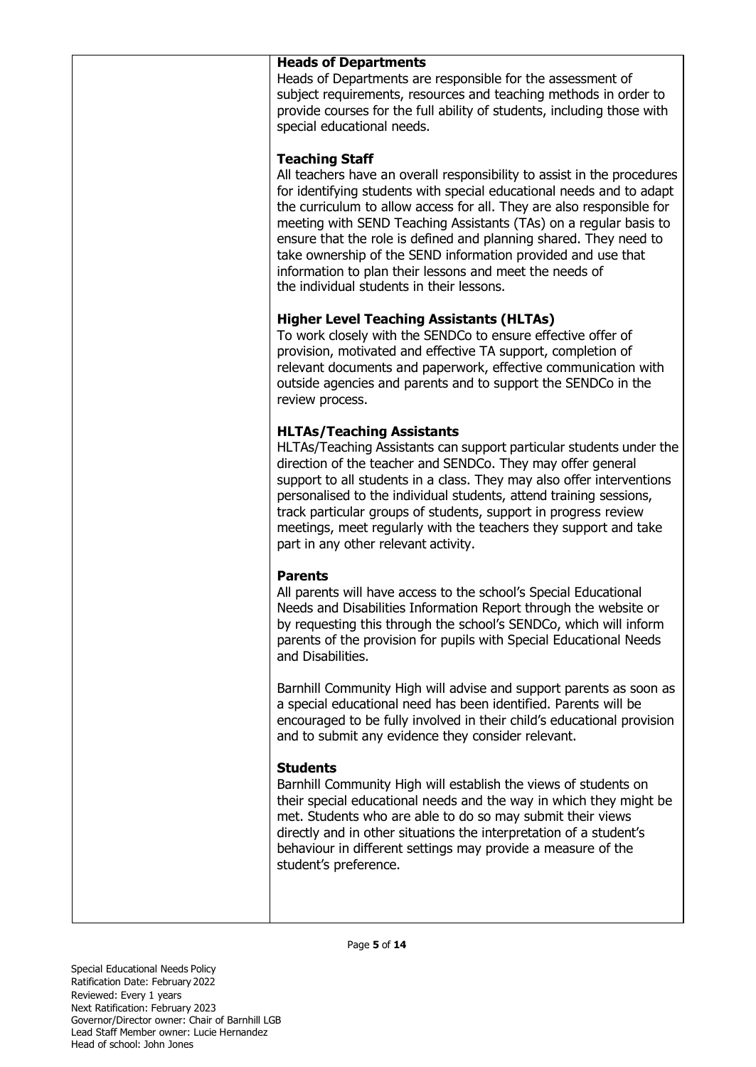**Heads of Departments**

Heads of Departments are responsible for the assessment of subject requirements, resources and teaching methods in order to provide courses for the full ability of students, including those with special educational needs.

**Teaching Staff**

All teachers have an overall responsibility to assist in the procedures for identifying students with special educational needs and to adapt the curriculum to allow access for all. They are also responsible for meeting with SEND Teaching Assistants (TAs) on a regular basis to ensure that the role is defined and planning shared. They need to take ownership of the SEND information provided and use that information to plan their lessons and meet the needs of the individual students in their lessons.

**Higher Level Teaching Assistants (HLTAs)**

To work closely with the SENDCo to ensure effective offer of provision, motivated and effective TA support, completion of relevant documents and paperwork, effective communication with outside agencies and parents and to support the SENDCo in the review process.

**HLTAs/Teaching Assistants**

HLTAs/Teaching Assistants can support particular students under the direction of the teacher and SENDCo. They may offer general support to all students in a class. They may also offer interventions personalised to the individual students, attend training sessions, track particular groups of students, support in progress review meetings, meet regularly with the teachers they support and take part in any other relevant activity.

**Parents**

All parents will have access to the school's Special Educational Needs and Disabilities Information Report through the website or by requesting this through the school's SENDCo, which will inform parents of the provision for pupils with Special Educational Needs and Disabilities.

Barnhill Community High will advise and support parents as soon as a special educational need has been identified. Parents will be encouraged to be fully involved in their child's educational provision and to submit any evidence they consider relevant.

**Students**

Barnhill Community High will establish the views of students on their special educational needs and the way in which they might be met. Students who are able to do so may submit their views directly and in other situations the interpretation of a student's behaviour in different settings may provide a measure of the student's preference.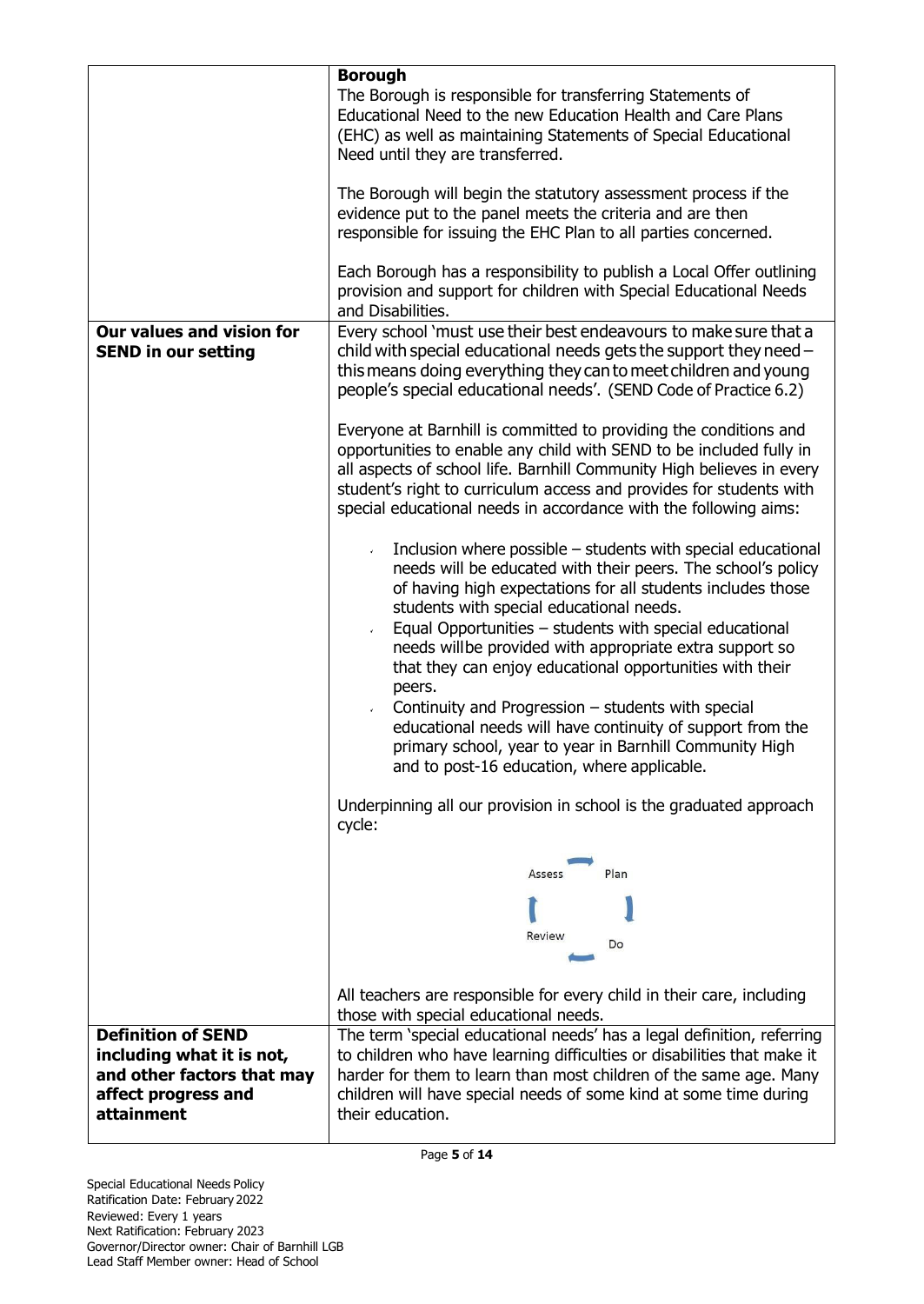| | |
|---|---|
| | **Borough**<br>The Borough is responsible for transferring Statements of Educational Need to the new Education Health and Care Plans (EHC) as well as maintaining Statements of Special Educational Need until they are transferred.<br><br>The Borough will begin the statutory assessment process if the evidence put to the panel meets the criteria and are then responsible for issuing the EHC Plan to all parties concerned.<br><br>Each Borough has a responsibility to publish a Local Offer outlining provision and support for children with Special Educational Needs and Disabilities. |
| **Our values and vision for SEND in our setting** | Every school 'must use their best endeavours to make sure that a child with special educational needs gets the support they need – this means doing everything they can to meet children and young people's special educational needs'. (SEND Code of Practice 6.2)<br><br>Everyone at Barnhill is committed to providing the conditions and opportunities to enable any child with SEND to be included fully in all aspects of school life. Barnhill Community High believes in every student's right to curriculum access and provides for students with special educational needs in accordance with the following aims:<br><br>- Inclusion where possible – students with special educational needs will be educated with their peers. The school's policy of having high expectations for all students includes those students with special educational needs.<br>- Equal Opportunities – students with special educational needs willbe provided with appropriate extra support so that they can enjoy educational opportunities with their peers.<br>- Continuity and Progression – students with special educational needs will have continuity of support from the primary school, year to year in Barnhill Community High and to post-16 education, where applicable.<br><br>Underpinning all our provision in school is the graduated approach cycle:<br><br>Assess → Plan → Do → Review<br><br>All teachers are responsible for every child in their care, including those with special educational needs. |
| **Definition of SEND including what it is not, and other factors that may affect progress and attainment** | The term 'special educational needs' has a legal definition, referring to children who have learning difficulties or disabilities that make it harder for them to learn than most children of the same age. Many children will have special needs of some kind at some time during their education. |

Special Educational Needs Policy
Ratification Date: February 2022
Reviewed: Every 1 years
Next Ratification: February 2023
Governor/Director owner: Chair of Barnhill LGB
Lead Staff Member owner: Head of School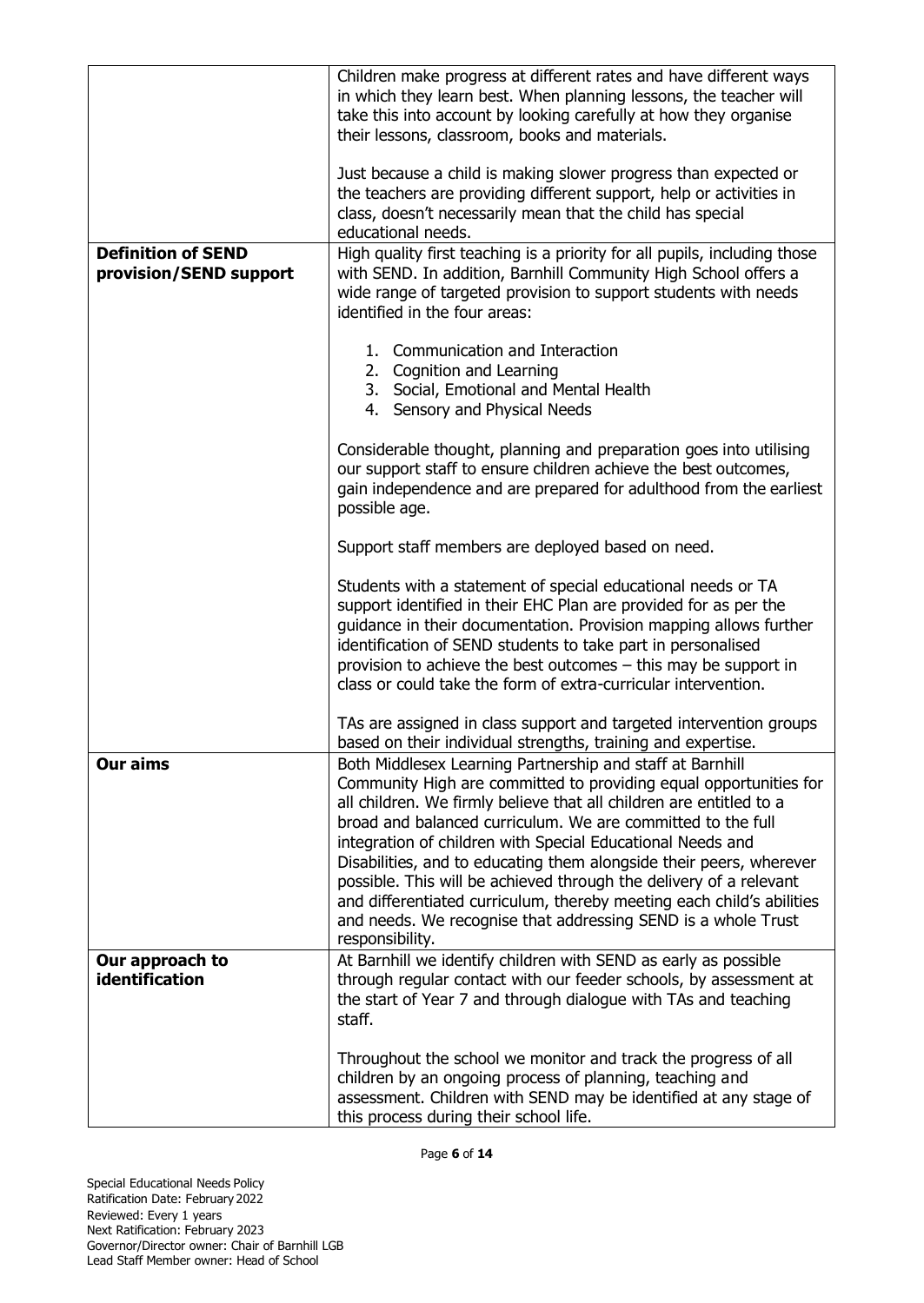| | |
|---|---|
| | Children make progress at different rates and have different ways in which they learn best. When planning lessons, the teacher will take this into account by looking carefully at how they organise their lessons, classroom, books and materials.<br><br>Just because a child is making slower progress than expected or the teachers are providing different support, help or activities in class, doesn't necessarily mean that the child has special educational needs. |
| **Definition of SEND provision/SEND support** | High quality first teaching is a priority for all pupils, including those with SEND. In addition, Barnhill Community High School offers a wide range of targeted provision to support students with needs identified in the four areas:<br><br>1. Communication and Interaction<br>2. Cognition and Learning<br>3. Social, Emotional and Mental Health<br>4. Sensory and Physical Needs<br><br>Considerable thought, planning and preparation goes into utilising our support staff to ensure children achieve the best outcomes, gain independence and are prepared for adulthood from the earliest possible age.<br><br>Support staff members are deployed based on need.<br><br>Students with a statement of special educational needs or TA support identified in their EHC Plan are provided for as per the guidance in their documentation. Provision mapping allows further identification of SEND students to take part in personalised provision to achieve the best outcomes – this may be support in class or could take the form of extra-curricular intervention.<br><br>TAs are assigned in class support and targeted intervention groups based on their individual strengths, training and expertise. |
| **Our aims** | Both Middlesex Learning Partnership and staff at Barnhill Community High are committed to providing equal opportunities for all children. We firmly believe that all children are entitled to a broad and balanced curriculum. We are committed to the full integration of children with Special Educational Needs and Disabilities, and to educating them alongside their peers, wherever possible. This will be achieved through the delivery of a relevant and differentiated curriculum, thereby meeting each child's abilities and needs. We recognise that addressing SEND is a whole Trust responsibility. |
| **Our approach to identification** | At Barnhill we identify children with SEND as early as possible through regular contact with our feeder schools, by assessment at the start of Year 7 and through dialogue with TAs and teaching staff.<br><br>Throughout the school we monitor and track the progress of all children by an ongoing process of planning, teaching and assessment. Children with SEND may be identified at any stage of this process during their school life. |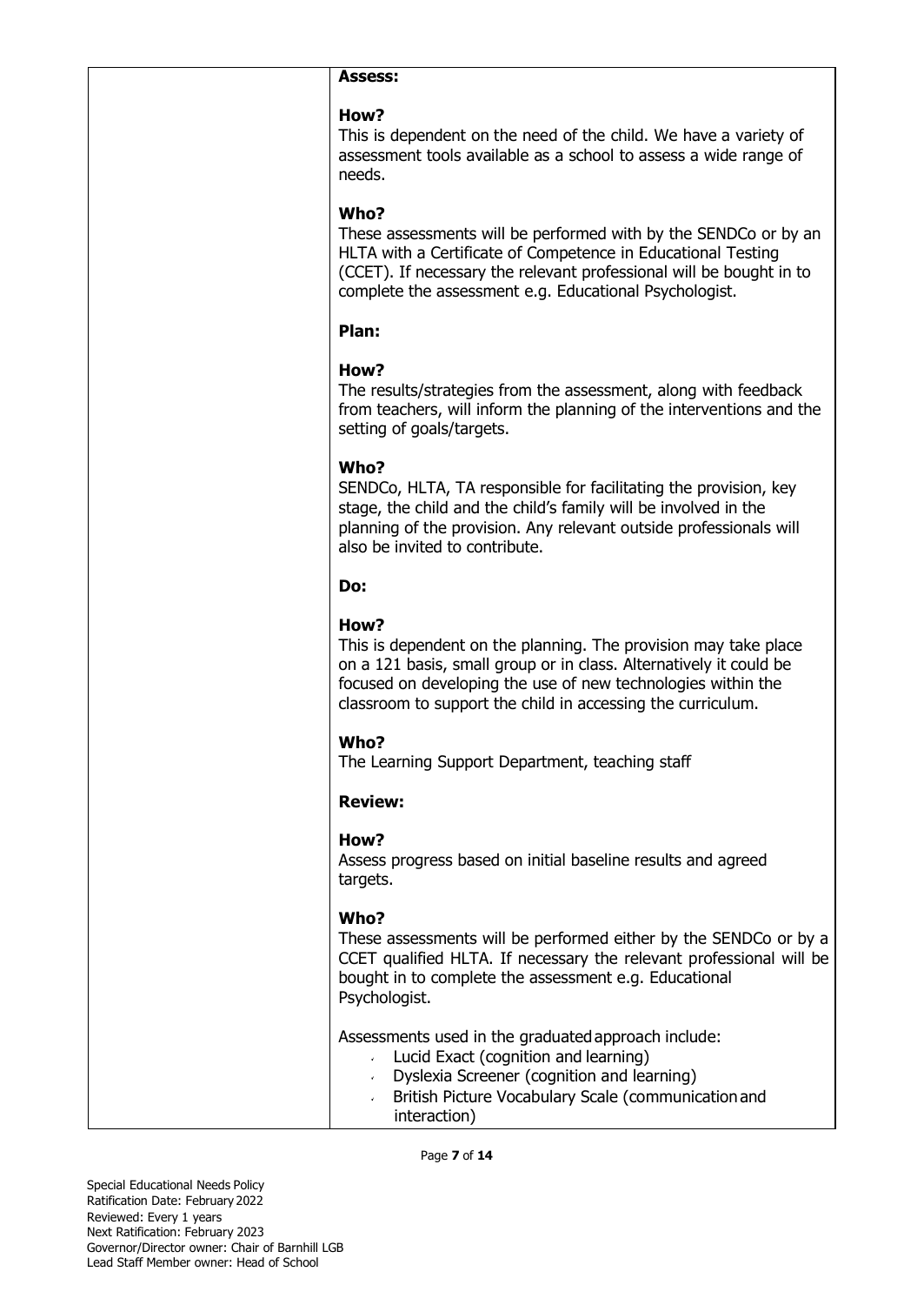| | **Assess:**<br><br>**How?**<br>This is dependent on the need of the child. We have a variety of assessment tools available as a school to assess a wide range of needs.<br><br>**Who?**<br>These assessments will be performed with by the SENDCo or by an HLTA with a Certificate of Competence in Educational Testing (CCET). If necessary the relevant professional will be bought in to complete the assessment e.g. Educational Psychologist.<br><br>**Plan:**<br><br>**How?**<br>The results/strategies from the assessment, along with feedback from teachers, will inform the planning of the interventions and the setting of goals/targets.<br><br>**Who?**<br>SENDCo, HLTA, TA responsible for facilitating the provision, key stage, the child and the child's family will be involved in the planning of the provision. Any relevant outside professionals will also be invited to contribute.<br><br>**Do:**<br><br>**How?**<br>This is dependent on the planning. The provision may take place on a 121 basis, small group or in class. Alternatively it could be focused on developing the use of new technologies within the classroom to support the child in accessing the curriculum.<br><br>**Who?**<br>The Learning Support Department, teaching staff<br><br>**Review:**<br><br>**How?**<br>Assess progress based on initial baseline results and agreed targets.<br><br>**Who?**<br>These assessments will be performed either by the SENDCo or by a CCET qualified HLTA. If necessary the relevant professional will be bought in to complete the assessment e.g. Educational Psychologist.<br><br>Assessments used in the graduated approach include:<br>- Lucid Exact (cognition and learning)<br>- Dyslexia Screener (cognition and learning)<br>- British Picture Vocabulary Scale (communication and interaction) |
|---|---|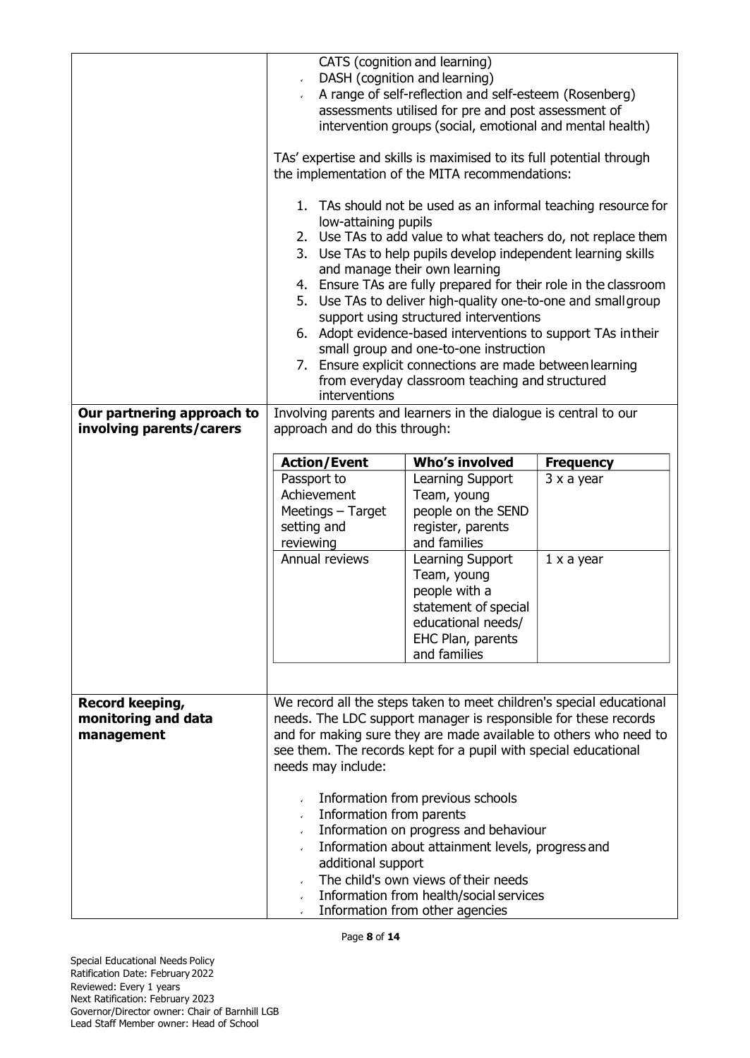| | |
|---|---|
| | - CATS (cognition and learning)<br>- DASH (cognition and learning)<br>- A range of self-reflection and self-esteem (Rosenberg) assessments utilised for pre and post assessment of intervention groups (social, emotional and mental health)<br><br>TAs' expertise and skills is maximised to its full potential through the implementation of the MITA recommendations:<br><br>1. TAs should not be used as an informal teaching resource for low-attaining pupils<br>2. Use TAs to add value to what teachers do, not replace them<br>3. Use TAs to help pupils develop independent learning skills and manage their own learning<br>4. Ensure TAs are fully prepared for their role in the classroom<br>5. Use TAs to deliver high-quality one-to-one and small group support using structured interventions<br>6. Adopt evidence-based interventions to support TAs in their small group and one-to-one instruction<br>7. Ensure explicit connections are made between learning from everyday classroom teaching and structured interventions |
| **Our partnering approach to involving parents/carers** | Involving parents and learners in the dialogue is central to our approach and do this through:<br><br>**Action/Event** – **Who's involved** – **Frequency**<br>- Passport to Achievement Meetings – Target setting and reviewing – Learning Support Team, young people on the SEND register, parents and families – 3 x a year<br>- Annual reviews – Learning Support Team, young people with a statement of special educational needs/ EHC Plan, parents and families – 1 x a year |
| **Record keeping, monitoring and data management** | We record all the steps taken to meet children's special educational needs. The LDC support manager is responsible for these records and for making sure they are made available to others who need to see them. The records kept for a pupil with special educational needs may include:<br><br>- Information from previous schools<br>- Information from parents<br>- Information on progress and behaviour<br>- Information about attainment levels, progress and additional support<br>- The child's own views of their needs<br>- Information from health/social services<br>- Information from other agencies |

Special Educational Needs Policy
Ratification Date: February 2022
Reviewed: Every 1 years
Next Ratification: February 2023
Governor/Director owner: Chair of Barnhill LGB
Lead Staff Member owner: Head of School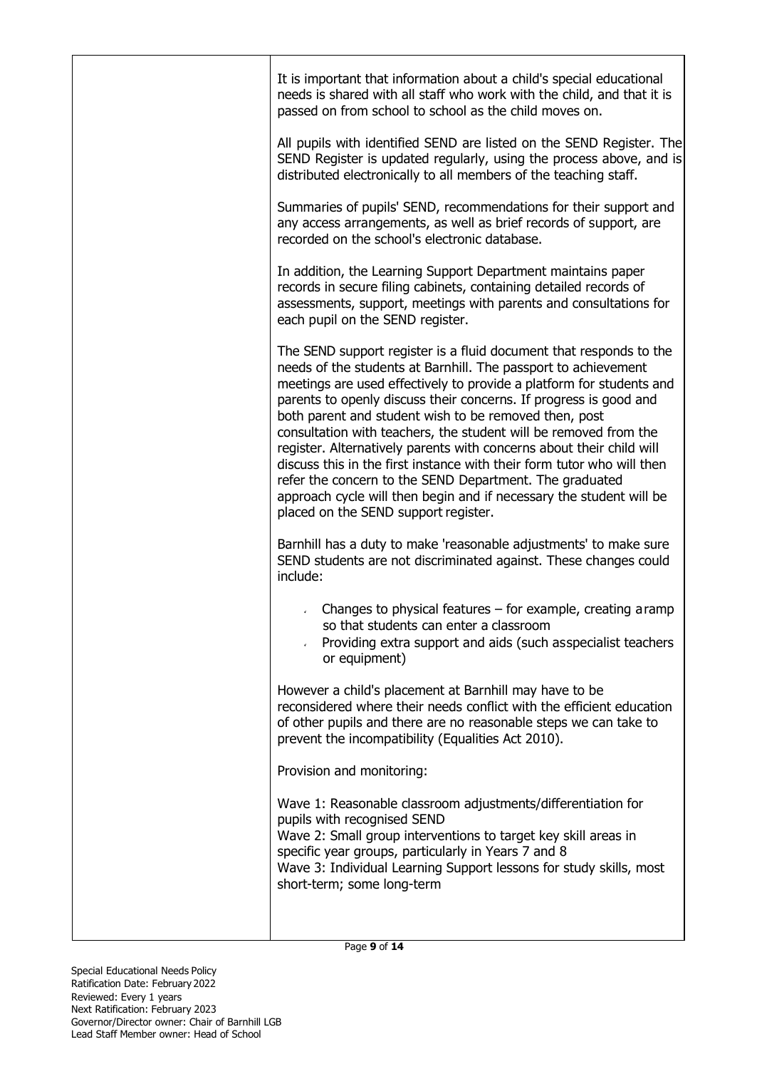It is important that information about a child's special educational needs is shared with all staff who work with the child, and that it is passed on from school to school as the child moves on.

All pupils with identified SEND are listed on the SEND Register. The SEND Register is updated regularly, using the process above, and is distributed electronically to all members of the teaching staff.

Summaries of pupils' SEND, recommendations for their support and any access arrangements, as well as brief records of support, are recorded on the school's electronic database.

In addition, the Learning Support Department maintains paper records in secure filing cabinets, containing detailed records of assessments, support, meetings with parents and consultations for each pupil on the SEND register.

The SEND support register is a fluid document that responds to the needs of the students at Barnhill. The passport to achievement meetings are used effectively to provide a platform for students and parents to openly discuss their concerns. If progress is good and both parent and student wish to be removed then, post consultation with teachers, the student will be removed from the register. Alternatively parents with concerns about their child will discuss this in the first instance with their form tutor who will then refer the concern to the SEND Department. The graduated approach cycle will then begin and if necessary the student will be placed on the SEND support register.

Barnhill has a duty to make 'reasonable adjustments' to make sure SEND students are not discriminated against. These changes could include:

- Changes to physical features – for example, creating a ramp so that students can enter a classroom
- Providing extra support and aids (such as specialist teachers or equipment)

However a child's placement at Barnhill may have to be reconsidered where their needs conflict with the efficient education of other pupils and there are no reasonable steps we can take to prevent the incompatibility (Equalities Act 2010).

Provision and monitoring:

Wave 1: Reasonable classroom adjustments/differentiation for pupils with recognised SEND
Wave 2: Small group interventions to target key skill areas in specific year groups, particularly in Years 7 and 8
Wave 3: Individual Learning Support lessons for study skills, most short-term; some long-term

Special Educational Needs Policy
Ratification Date: February 2022
Reviewed: Every 1 years
Next Ratification: February 2023
Governor/Director owner: Chair of Barnhill LGB
Lead Staff Member owner: Head of School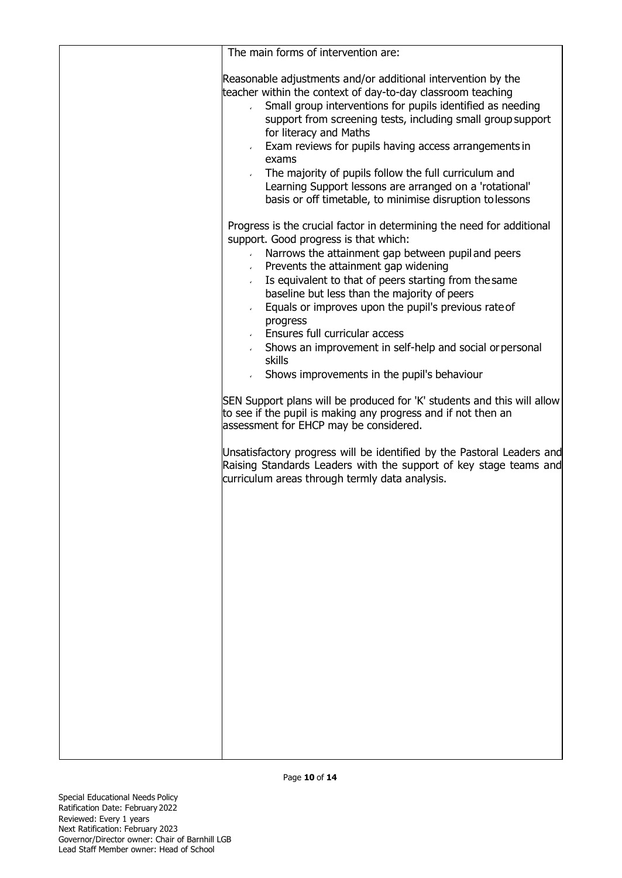| | The main forms of intervention are:<br><br>Reasonable adjustments and/or additional intervention by the teacher within the context of day-to-day classroom teaching<br>- Small group interventions for pupils identified as needing support from screening tests, including small group support for literacy and Maths<br>- Exam reviews for pupils having access arrangements in exams<br>- The majority of pupils follow the full curriculum and Learning Support lessons are arranged on a 'rotational' basis or off timetable, to minimise disruption to lessons<br><br>Progress is the crucial factor in determining the need for additional support. Good progress is that which:<br>- Narrows the attainment gap between pupil and peers<br>- Prevents the attainment gap widening<br>- Is equivalent to that of peers starting from the same baseline but less than the majority of peers<br>- Equals or improves upon the pupil's previous rate of progress<br>- Ensures full curricular access<br>- Shows an improvement in self-help and social or personal skills<br>- Shows improvements in the pupil's behaviour<br><br>SEN Support plans will be produced for 'K' students and this will allow to see if the pupil is making any progress and if not then an assessment for EHCP may be considered.<br><br>Unsatisfactory progress will be identified by the Pastoral Leaders and Raising Standards Leaders with the support of key stage teams and curriculum areas through termly data analysis. |
|---|---|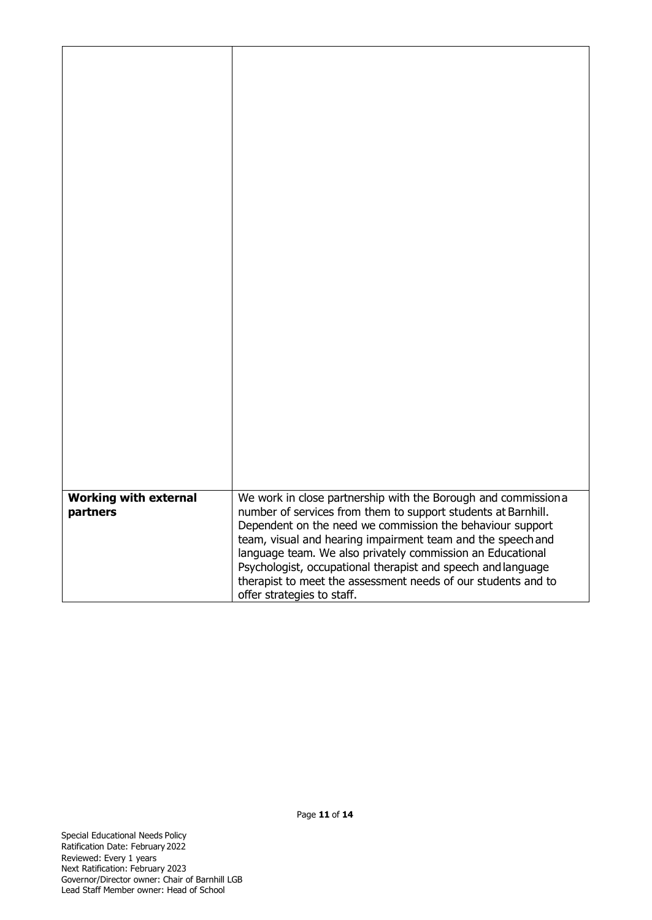| | |
|---|---|
| | |
| **Working with external partners** | We work in close partnership with the Borough and commission a number of services from them to support students at Barnhill. Dependent on the need we commission the behaviour support team, visual and hearing impairment team and the speech and language team. We also privately commission an Educational Psychologist, occupational therapist and speech and language therapist to meet the assessment needs of our students and to offer strategies to staff. |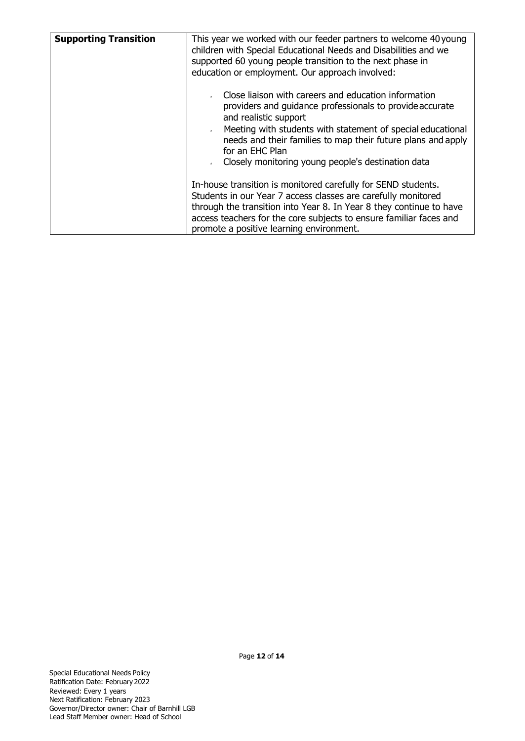| **Supporting Transition** | This year we worked with our feeder partners to welcome 40 young children with Special Educational Needs and Disabilities and we supported 60 young people transition to the next phase in education or employment. Our approach involved:<br><br>- Close liaison with careers and education information providers and guidance professionals to provide accurate and realistic support<br>- Meeting with students with statement of special educational needs and their families to map their future plans and apply for an EHC Plan<br>- Closely monitoring young people's destination data<br><br>In-house transition is monitored carefully for SEND students. Students in our Year 7 access classes are carefully monitored through the transition into Year 8. In Year 8 they continue to have access teachers for the core subjects to ensure familiar faces and promote a positive learning environment. |
|---|---|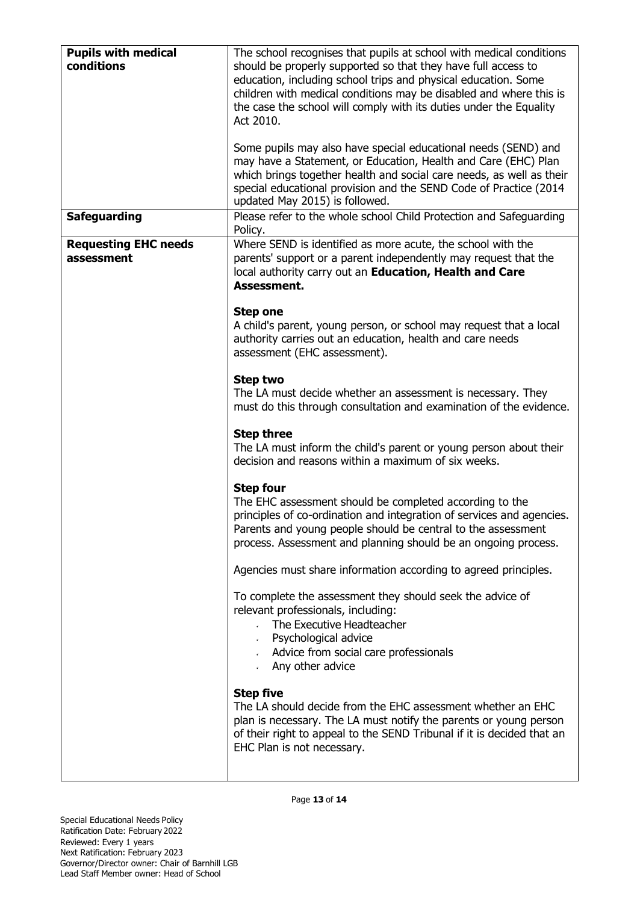| | |
|---|---|
| **Pupils with medical conditions** | The school recognises that pupils at school with medical conditions should be properly supported so that they have full access to education, including school trips and physical education. Some children with medical conditions may be disabled and where this is the case the school will comply with its duties under the Equality Act 2010.<br><br>Some pupils may also have special educational needs (SEND) and may have a Statement, or Education, Health and Care (EHC) Plan which brings together health and social care needs, as well as their special educational provision and the SEND Code of Practice (2014 updated May 2015) is followed. |
| **Safeguarding** | Please refer to the whole school Child Protection and Safeguarding Policy. |
| **Requesting EHC needs assessment** | Where SEND is identified as more acute, the school with the parents' support or a parent independently may request that the local authority carry out an **Education, Health and Care Assessment.**<br><br>**Step one**<br>A child's parent, young person, or school may request that a local authority carries out an education, health and care needs assessment (EHC assessment).<br><br>**Step two**<br>The LA must decide whether an assessment is necessary. They must do this through consultation and examination of the evidence.<br><br>**Step three**<br>The LA must inform the child's parent or young person about their decision and reasons within a maximum of six weeks.<br><br>**Step four**<br>The EHC assessment should be completed according to the principles of co-ordination and integration of services and agencies. Parents and young people should be central to the assessment process. Assessment and planning should be an ongoing process.<br><br>Agencies must share information according to agreed principles.<br><br>To complete the assessment they should seek the advice of relevant professionals, including:<br>- The Executive Headteacher<br>- Psychological advice<br>- Advice from social care professionals<br>- Any other advice<br><br>**Step five**<br>The LA should decide from the EHC assessment whether an EHC plan is necessary. The LA must notify the parents or young person of their right to appeal to the SEND Tribunal if it is decided that an EHC Plan is not necessary. |

Special Educational Needs Policy
Ratification Date: February 2022
Reviewed: Every 1 years
Next Ratification: February 2023
Governor/Director owner: Chair of Barnhill LGB
Lead Staff Member owner: Head of School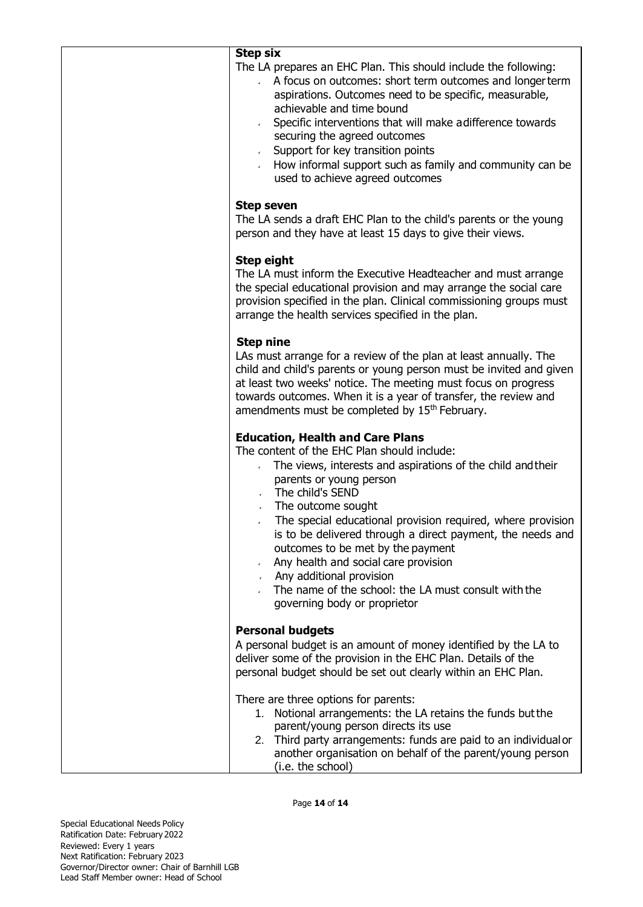**Step six**

The LA prepares an EHC Plan. This should include the following:

- A focus on outcomes: short term outcomes and longer term aspirations. Outcomes need to be specific, measurable, achievable and time bound
- Specific interventions that will make a difference towards securing the agreed outcomes
- Support for key transition points
- How informal support such as family and community can be used to achieve agreed outcomes

**Step seven**

The LA sends a draft EHC Plan to the child's parents or the young person and they have at least 15 days to give their views.

**Step eight**

The LA must inform the Executive Headteacher and must arrange the special educational provision and may arrange the social care provision specified in the plan. Clinical commissioning groups must arrange the health services specified in the plan.

**Step nine**

LAs must arrange for a review of the plan at least annually. The child and child's parents or young person must be invited and given at least two weeks' notice. The meeting must focus on progress towards outcomes. When it is a year of transfer, the review and amendments must be completed by 15th February.

**Education, Health and Care Plans**

The content of the EHC Plan should include:

- The views, interests and aspirations of the child and their parents or young person
- The child's SEND
- The outcome sought
- The special educational provision required, where provision is to be delivered through a direct payment, the needs and outcomes to be met by the payment
- Any health and social care provision
- Any additional provision
- The name of the school: the LA must consult with the governing body or proprietor

**Personal budgets**

A personal budget is an amount of money identified by the LA to deliver some of the provision in the EHC Plan. Details of the personal budget should be set out clearly within an EHC Plan.

There are three options for parents:

1. Notional arrangements: the LA retains the funds but the parent/young person directs its use
2. Third party arrangements: funds are paid to an individual or another organisation on behalf of the parent/young person (i.e. the school)

Special Educational Needs Policy
Ratification Date: February 2022
Reviewed: Every 1 years
Next Ratification: February 2023
Governor/Director owner: Chair of Barnhill LGB
Lead Staff Member owner: Head of School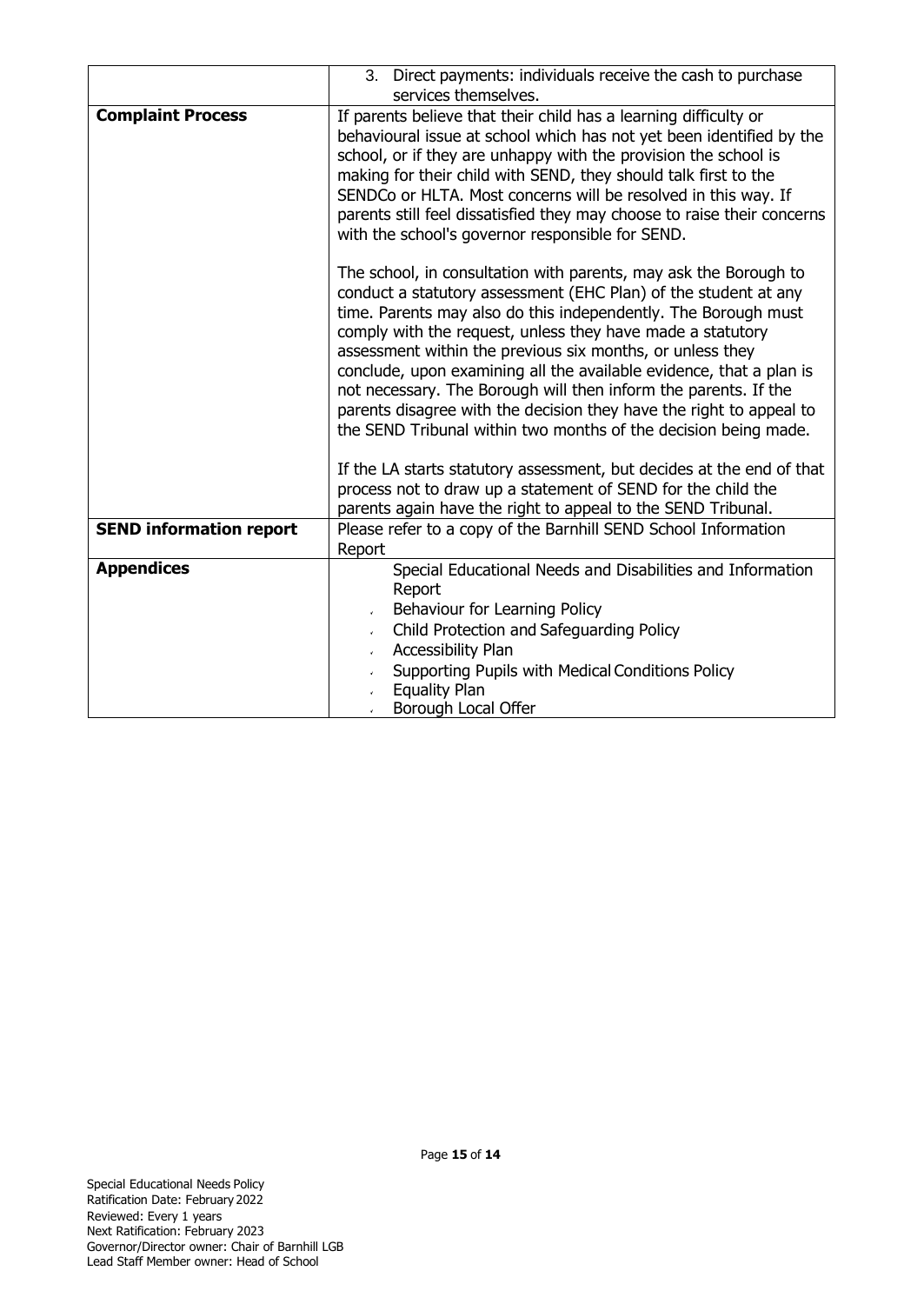| | |
|---|---|
| | 3. Direct payments: individuals receive the cash to purchase services themselves. |
| **Complaint Process** | If parents believe that their child has a learning difficulty or behavioural issue at school which has not yet been identified by the school, or if they are unhappy with the provision the school is making for their child with SEND, they should talk first to the SENDCo or HLTA. Most concerns will be resolved in this way. If parents still feel dissatisfied they may choose to raise their concerns with the school's governor responsible for SEND.<br><br>The school, in consultation with parents, may ask the Borough to conduct a statutory assessment (EHC Plan) of the student at any time. Parents may also do this independently. The Borough must comply with the request, unless they have made a statutory assessment within the previous six months, or unless they conclude, upon examining all the available evidence, that a plan is not necessary. The Borough will then inform the parents. If the parents disagree with the decision they have the right to appeal to the SEND Tribunal within two months of the decision being made.<br><br>If the LA starts statutory assessment, but decides at the end of that process not to draw up a statement of SEND for the child the parents again have the right to appeal to the SEND Tribunal. |
| **SEND information report** | Please refer to a copy of the Barnhill SEND School Information Report |
| **Appendices** | Special Educational Needs and Disabilities and Information Report<br>- Behaviour for Learning Policy<br>- Child Protection and Safeguarding Policy<br>- Accessibility Plan<br>- Supporting Pupils with Medical Conditions Policy<br>- Equality Plan<br>- Borough Local Offer |

Special Educational Needs Policy
Ratification Date: February 2022
Reviewed: Every 1 years
Next Ratification: February 2023
Governor/Director owner: Chair of Barnhill LGB
Lead Staff Member owner: Head of School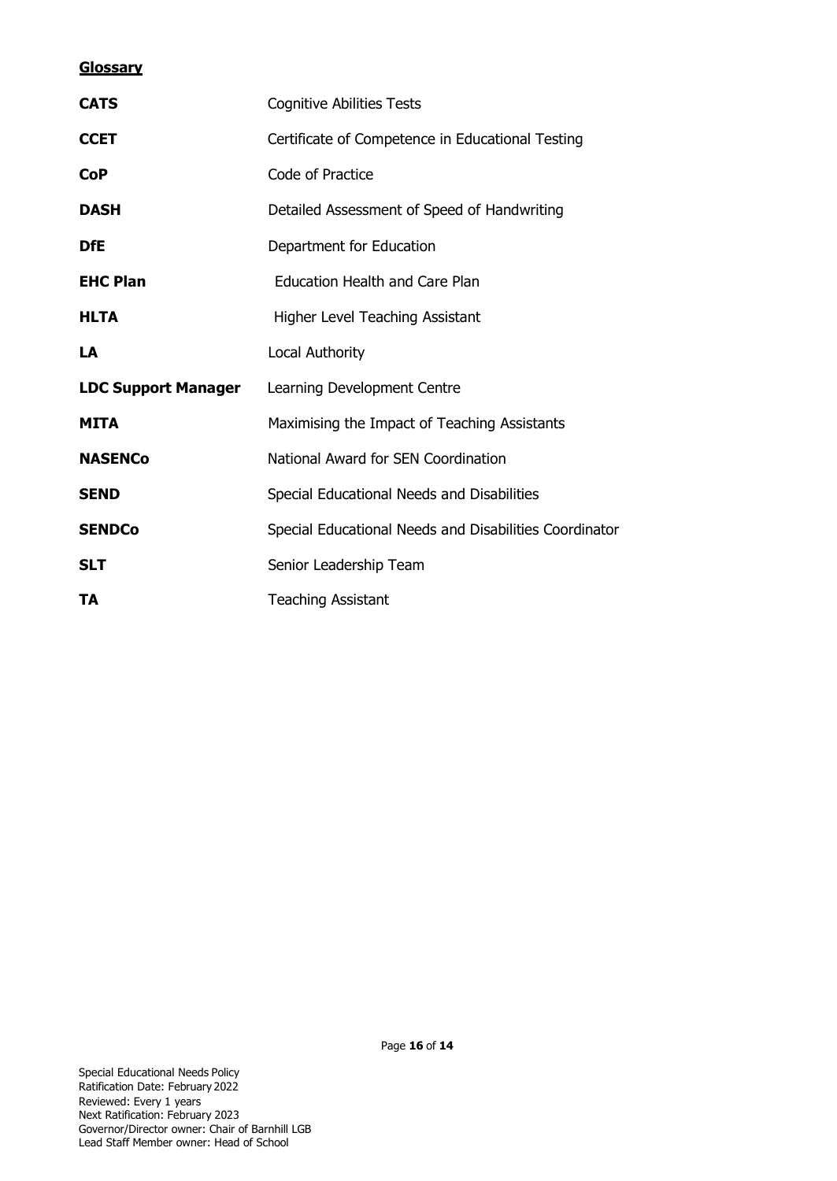**Glossary**

| | |
|---|---|
| **CATS** | Cognitive Abilities Tests |
| **CCET** | Certificate of Competence in Educational Testing |
| **CoP** | Code of Practice |
| **DASH** | Detailed Assessment of Speed of Handwriting |
| **DfE** | Department for Education |
| **EHC Plan** | Education Health and Care Plan |
| **HLTA** | Higher Level Teaching Assistant |
| **LA** | Local Authority |
| **LDC Support Manager** | Learning Development Centre |
| **MITA** | Maximising the Impact of Teaching Assistants |
| **NASENCo** | National Award for SEN Coordination |
| **SEND** | Special Educational Needs and Disabilities |
| **SENDCo** | Special Educational Needs and Disabilities Coordinator |
| **SLT** | Senior Leadership Team |
| **TA** | Teaching Assistant |